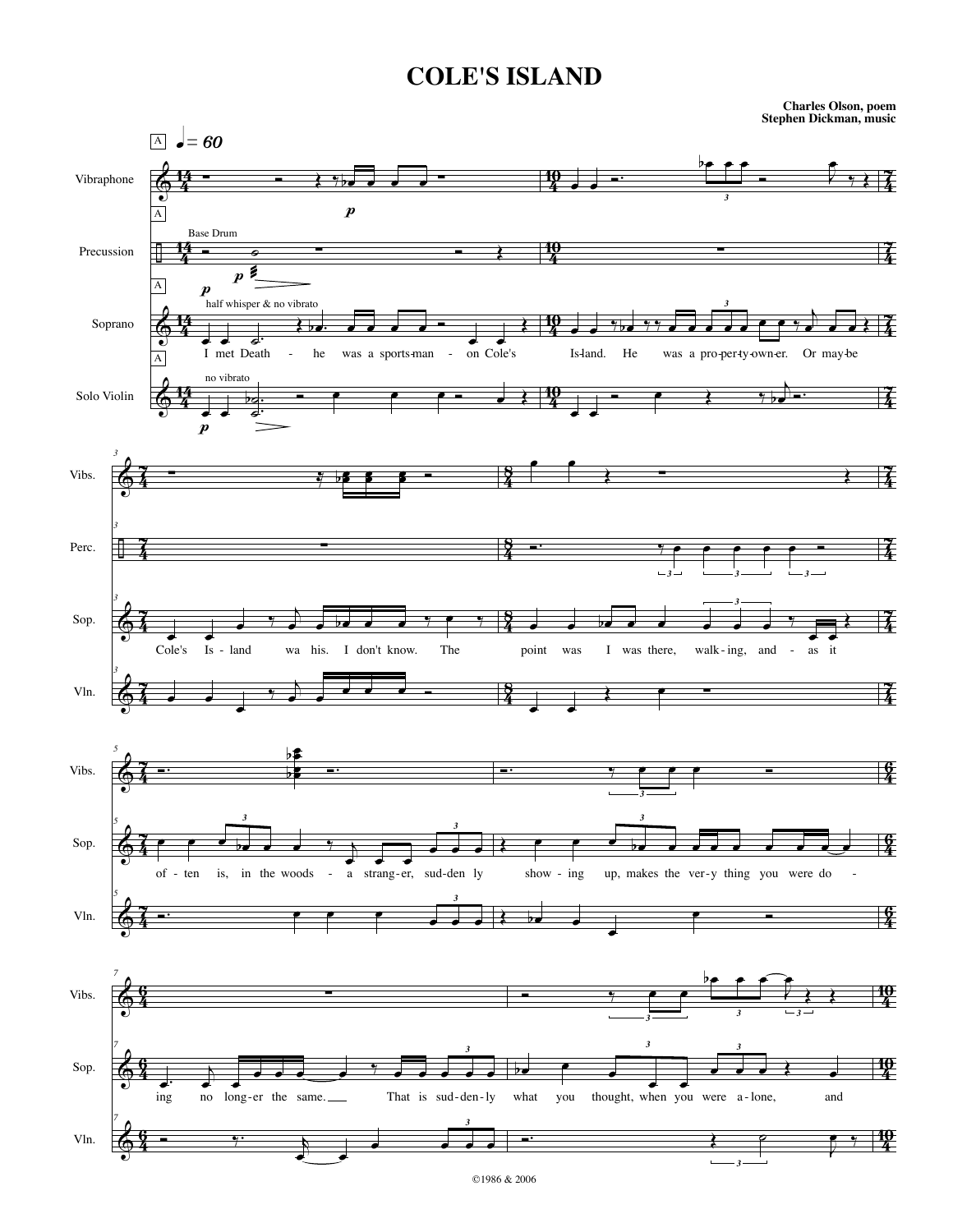# COLE'S ISLAND

**Charles Olson, poem**
**Stephen Dickman, music**

©1986 & 2006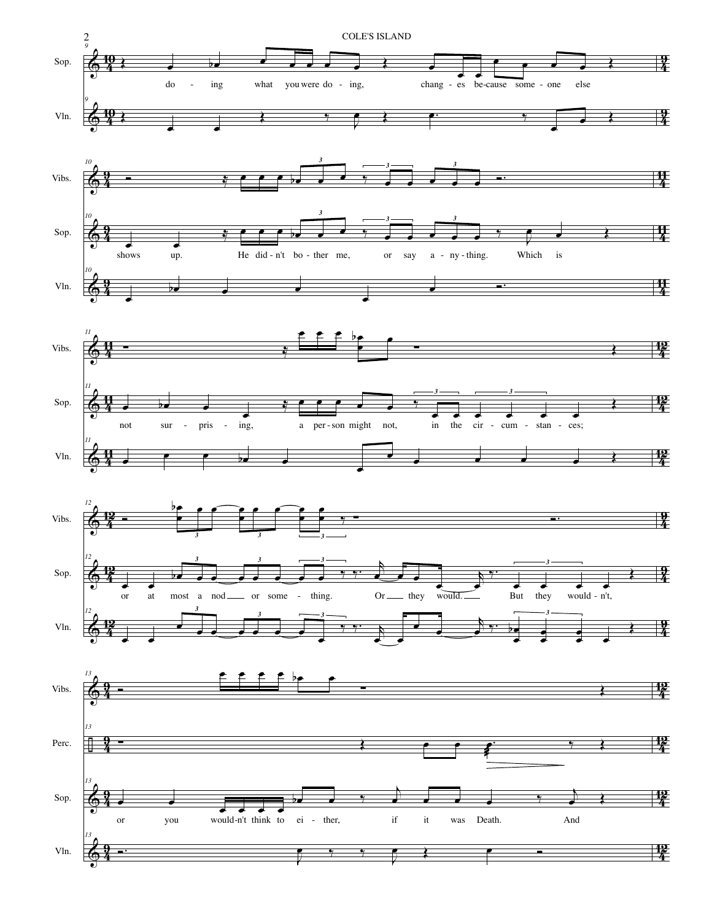Sop.

do - ing what you were do - ing, chang - es be-cause some - one else

Vln.

Vibs.

Sop.

shows up. He did - n't bo - ther me, or say a - ny - thing. Which is

Vln.

Vibs.

Sop.

not sur - pris - ing, a per - son might not, in the cir - cum - stan - ces;

Vln.

Vibs.

Sop.

or at most a nod or some - thing. Or they would. But they would - n't,

Vln.

Vibs.

Perc.

Sop.

or you would-n't think to ei - ther, if it was Death. And

Vln.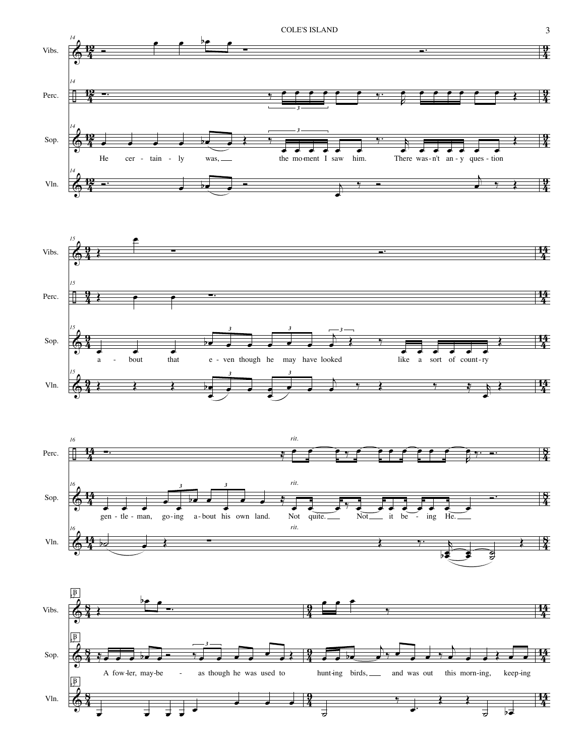Vibs.

Perc.

Sop.

He cer - tain - ly was, the mo-ment I saw him. There was-n't an - y ques - tion

Vln.

a - bout that e - ven though he may have looked like a sort of count-ry

gen - tle - man, go-ing a-bout his own land. Not quite. Not it be - ing He.

*rit.*

B

A fow-ler, may-be - as though he was used to hunt-ing birds, and was out this morn-ing, keep-ing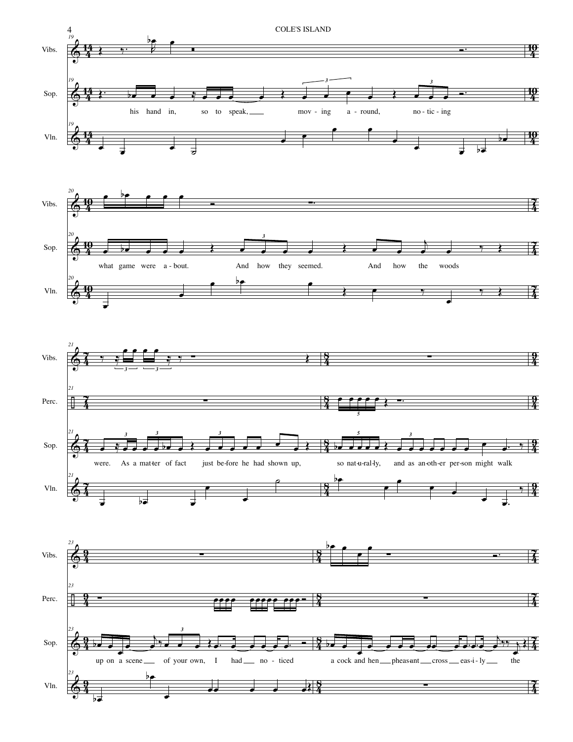his hand in, so to speak, moving around, noticing

what game were about. And how they seemed. And how the woods

were. As a matter of fact just before he had shown up, so naturally, and as another person might walk

up on a scene of your own, I had noticed a cock and hen pheasant cross easily the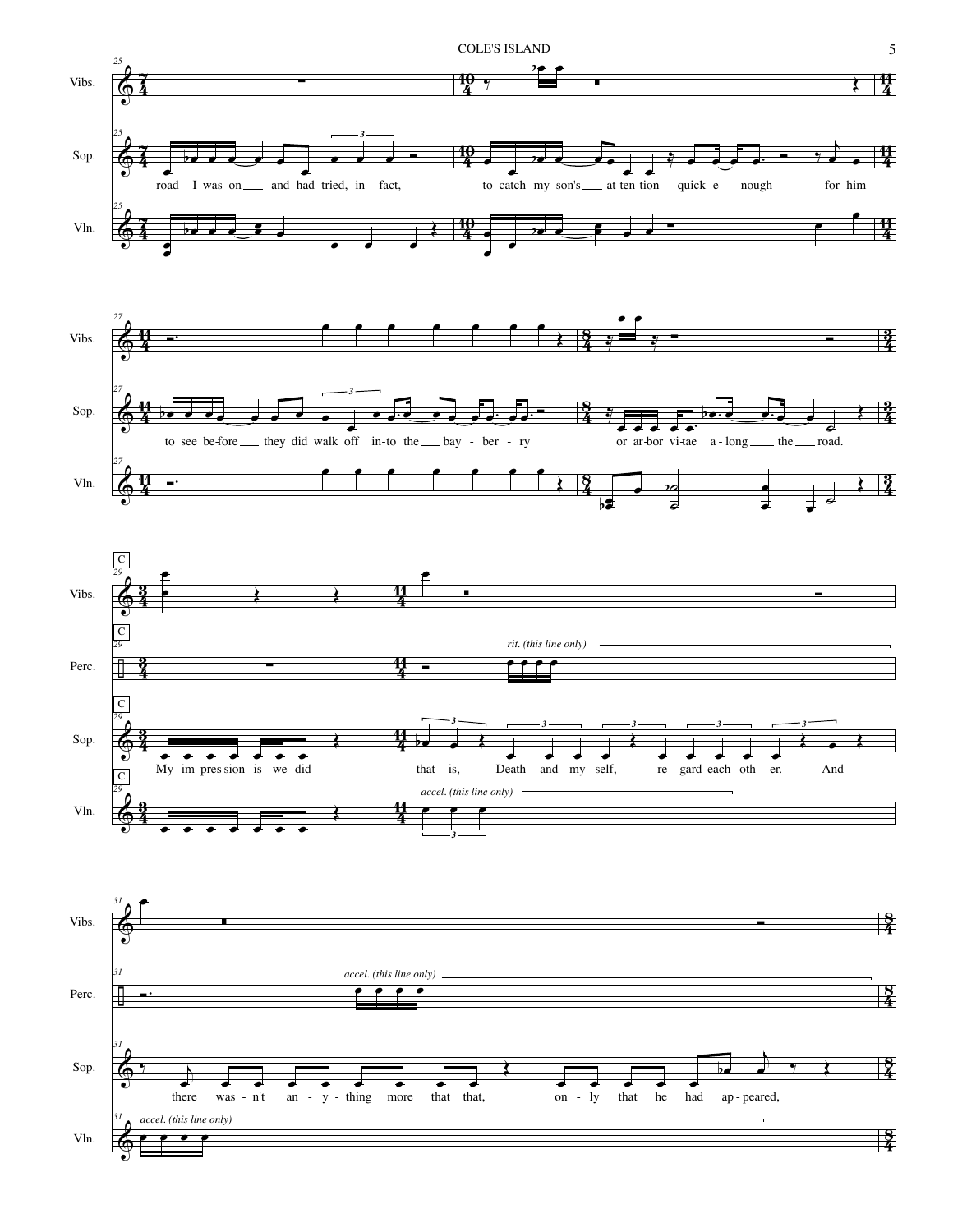Vibs.

Sop.

road I was on and had tried, in fact, to catch my son's at-ten-tion quick e-nough for him

Vln.

Vibs.

Sop.

to see be-fore they did walk off in-to the bay-ber-ry or ar-bor vi-tae a-long the road.

Vln.

C

Vibs.

Perc.

*rit. (this line only)*

Sop.

My im-pres-sion is we did - - - that is, Death and my-self, re-gard each-oth-er. And

Vln.

*accel. (this line only)*

Vibs.

Perc.

*accel. (this line only)*

Sop.

there was-n't an-y-thing more that that, on-ly that he had ap-peared,

Vln.

*accel. (this line only)*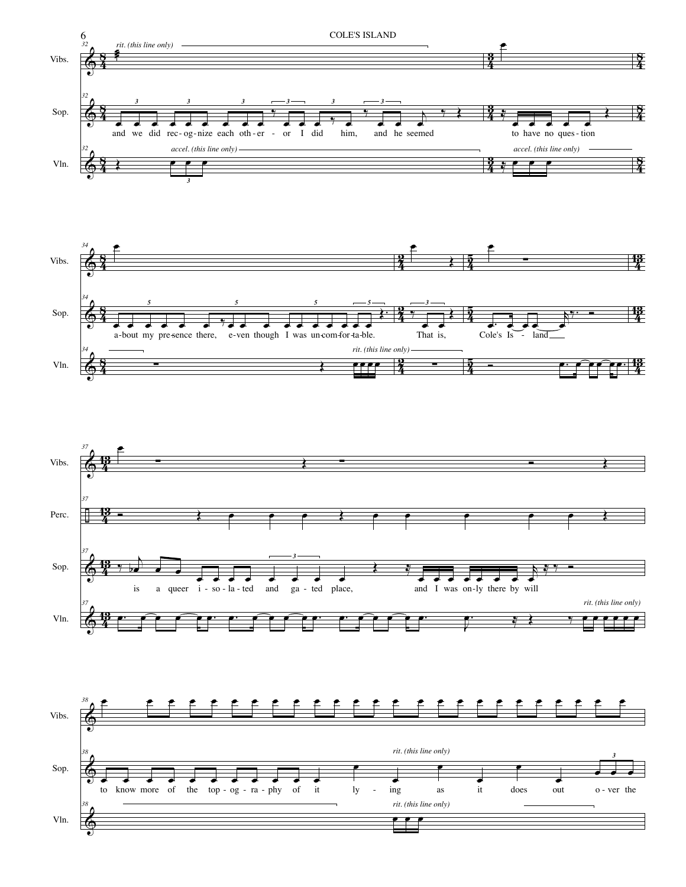**32**

Vibs. — *rit. (this line only)*

Sop. — and we did rec-og-nize each oth-er - or I did him, and he seemed to have no ques-tion

Vln. — *accel. (this line only)* … *accel. (this line only)*

**34**

Sop. — a-bout my pre-sence there, e-ven though I was un-com-for-ta-ble. That is, Cole's Is - land

Vln. — *rit. (this line only)*

**37**

Vibs.

Perc.

Sop. — is a queer i - so - la - ted and ga - ted place, and I was on-ly there by will

Vln. — *rit. (this line only)*

**38**

Vibs.

Sop. — to know more of the top - og - ra - phy of it ly - ing as it does out o - ver the

*rit. (this line only)*

Vln. — *rit. (this line only)*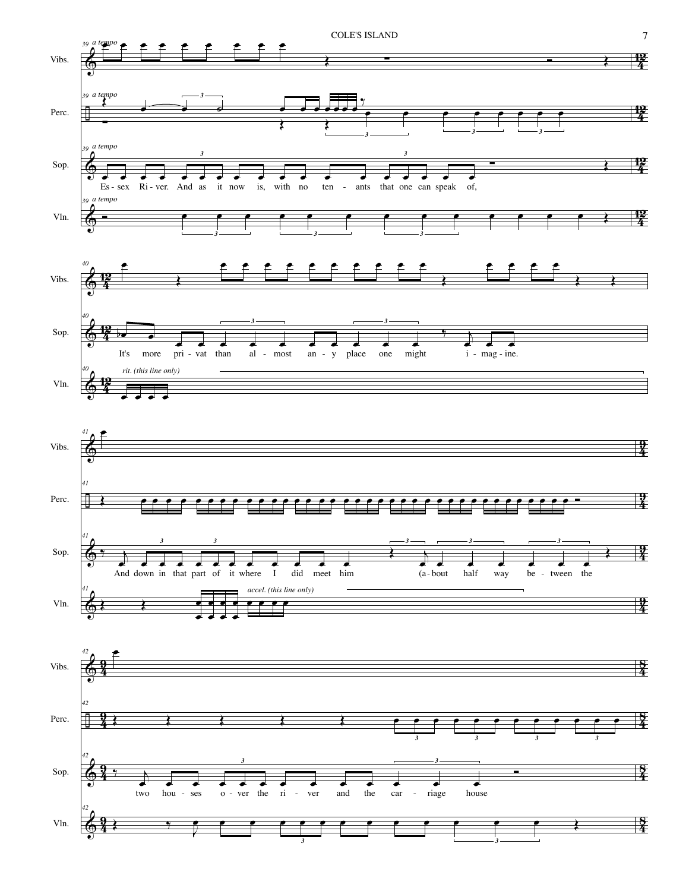a tempo

Es - sex Ri - ver. And as it now is, with no ten - ants that one can speak of,

It's more pri - vat than al - most an - y place one might i - mag - ine.

rit. (this line only)

And down in that part of it where I did meet him (a - bout half way be - tween the

accel. (this line only)

two hou - ses o - ver the ri - ver and the car - riage house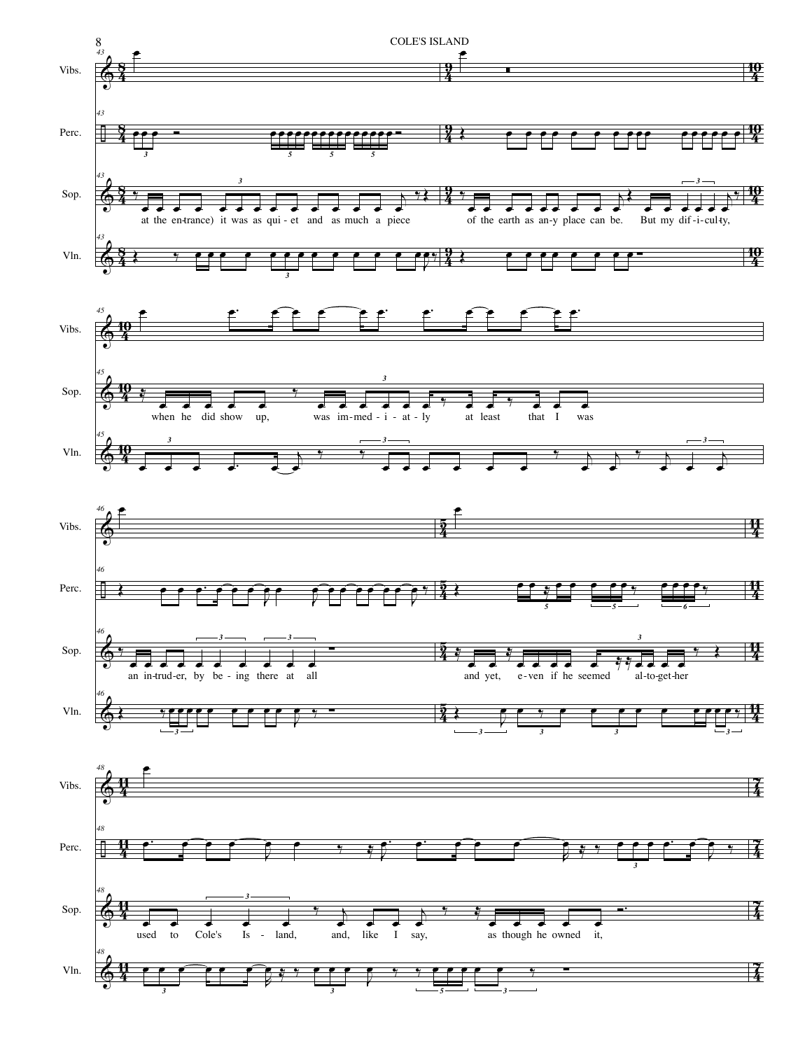Vibs.

Perc.

Sop.

at the en-trance) it was as qui - et and as much a piece of the earth as an-y place can be. But my dif - i - cul-ty,

Vln.

Vibs.

Sop.

when he did show up, was im-med - i - at - ly at least that I was

Vln.

Vibs.

Perc.

Sop.

an in-trud-er, by be - ing there at all and yet, e-ven if he seemed al-to-get-her

Vln.

Vibs.

Perc.

Sop.

used to Cole's Is - land, and, like I say, as though he owned it,

Vln.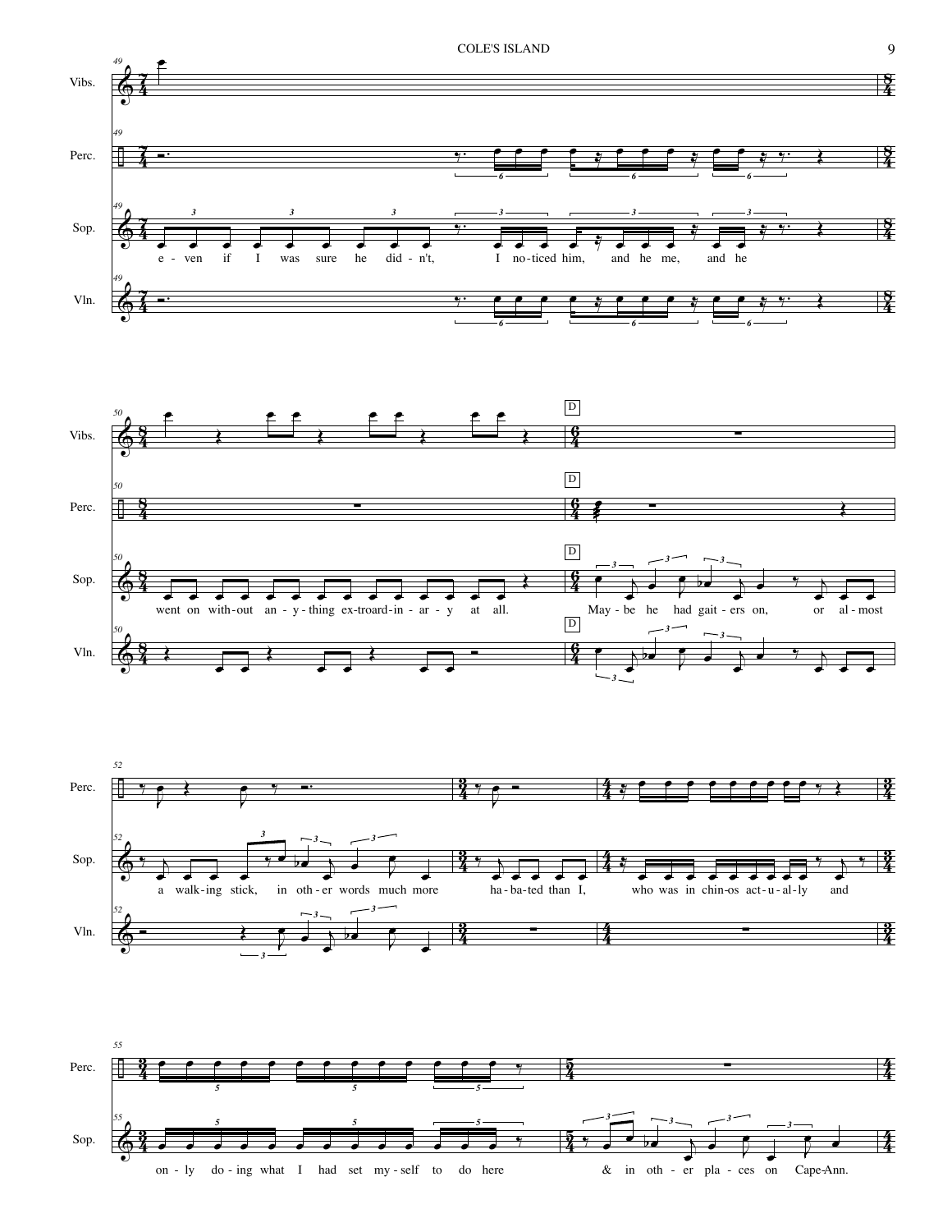e - ven if I was sure he did - n't, I no - ticed him, and he me, and he

went on with - out an - y - thing ex - troard - in - ar - y at all.

D

May - be he had gait - ers on, or al - most a walk - ing stick, in oth - er words much more ha - ba - ted than I, who was in chin - os act - u - al - ly and

on - ly do - ing what I had set my - self to do here & in oth - er pla - ces on Cape-Ann.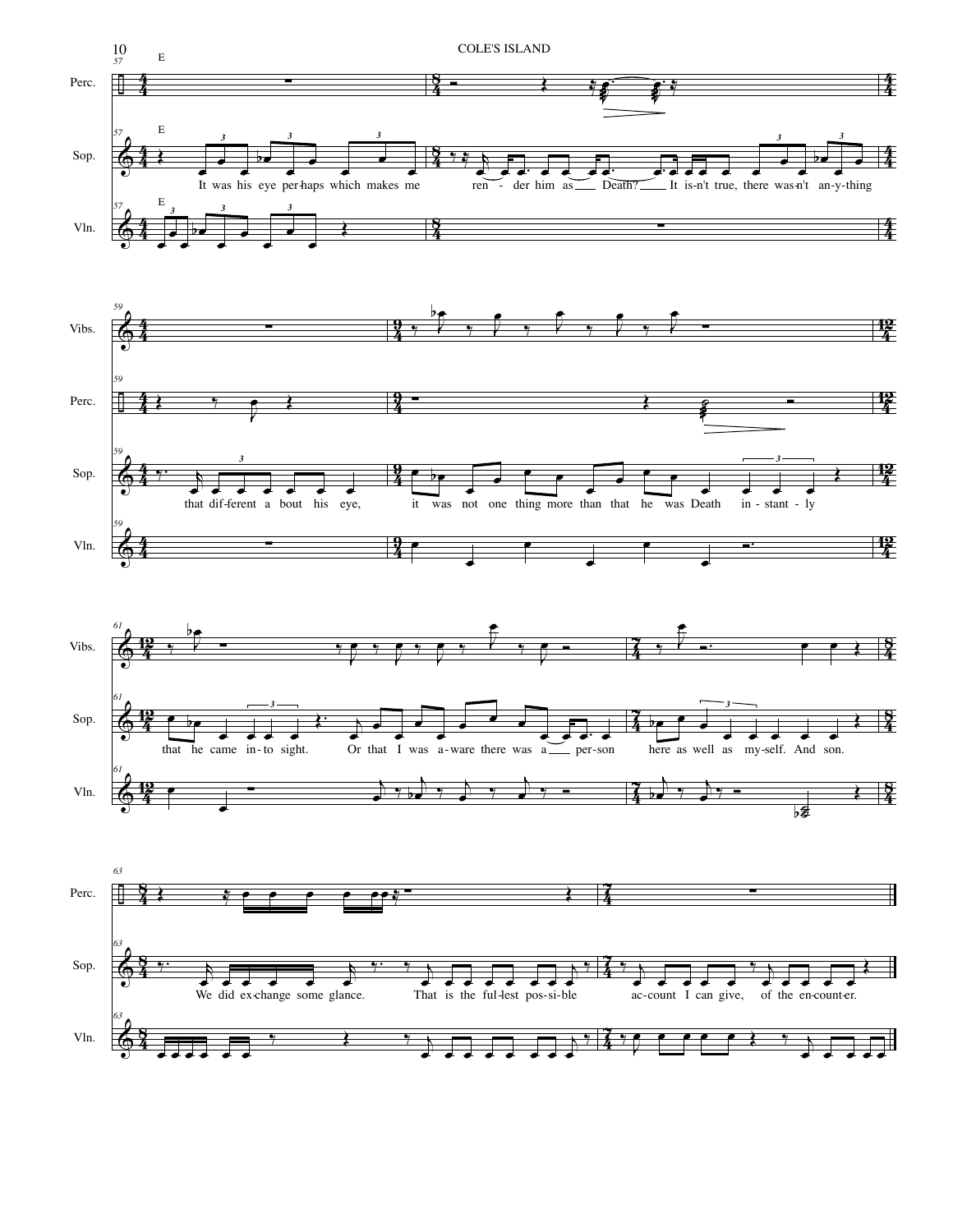It was his eye per-haps which makes me ren - der him as Death? It is-n't true, there was-n't an-y-thing

that dif-ferent a bout his eye, it was not one thing more than that he was Death in - stant - ly

that he came in - to sight. Or that I was a - ware there was a per-son here as well as my-self. And son.

We did ex-change some glance. That is the ful-lest pos-si-ble ac-count I can give, of the en-count-er.